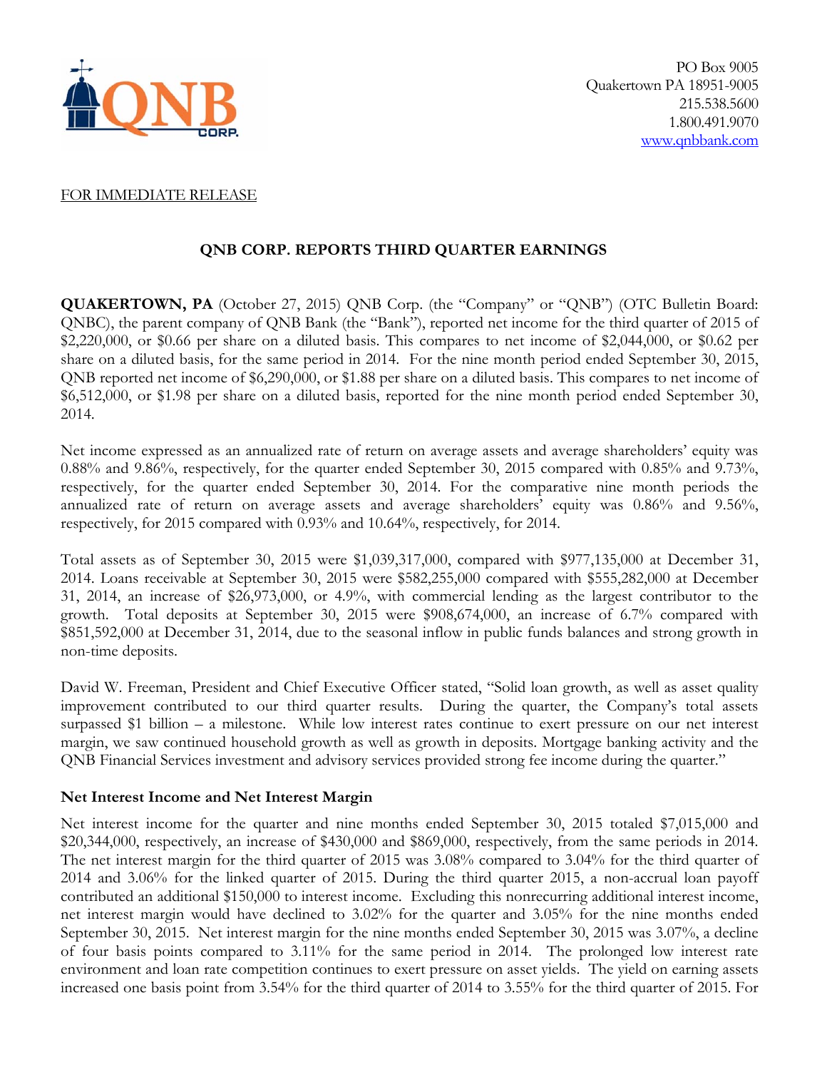PO Box 9005
Quakertown PA 18951-9005
215.538.5600
1.800.491.9070
www.qnbbank.com

FOR IMMEDIATE RELEASE

## QNB CORP. REPORTS THIRD QUARTER EARNINGS

**QUAKERTOWN, PA** (October 27, 2015) QNB Corp. (the "Company" or "QNB") (OTC Bulletin Board: QNBC), the parent company of QNB Bank (the "Bank"), reported net income for the third quarter of 2015 of $2,220,000, or $0.66 per share on a diluted basis. This compares to net income of $2,044,000, or $0.62 per share on a diluted basis, for the same period in 2014. For the nine month period ended September 30, 2015, QNB reported net income of $6,290,000, or $1.88 per share on a diluted basis. This compares to net income of $6,512,000, or $1.98 per share on a diluted basis, reported for the nine month period ended September 30, 2014.

Net income expressed as an annualized rate of return on average assets and average shareholders' equity was 0.88% and 9.86%, respectively, for the quarter ended September 30, 2015 compared with 0.85% and 9.73%, respectively, for the quarter ended September 30, 2014. For the comparative nine month periods the annualized rate of return on average assets and average shareholders' equity was 0.86% and 9.56%, respectively, for 2015 compared with 0.93% and 10.64%, respectively, for 2014.

Total assets as of September 30, 2015 were $1,039,317,000, compared with $977,135,000 at December 31, 2014. Loans receivable at September 30, 2015 were $582,255,000 compared with $555,282,000 at December 31, 2014, an increase of $26,973,000, or 4.9%, with commercial lending as the largest contributor to the growth. Total deposits at September 30, 2015 were $908,674,000, an increase of 6.7% compared with $851,592,000 at December 31, 2014, due to the seasonal inflow in public funds balances and strong growth in non-time deposits.

David W. Freeman, President and Chief Executive Officer stated, "Solid loan growth, as well as asset quality improvement contributed to our third quarter results. During the quarter, the Company's total assets surpassed $1 billion – a milestone. While low interest rates continue to exert pressure on our net interest margin, we saw continued household growth as well as growth in deposits. Mortgage banking activity and the QNB Financial Services investment and advisory services provided strong fee income during the quarter."

### Net Interest Income and Net Interest Margin

Net interest income for the quarter and nine months ended September 30, 2015 totaled $7,015,000 and $20,344,000, respectively, an increase of $430,000 and $869,000, respectively, from the same periods in 2014. The net interest margin for the third quarter of 2015 was 3.08% compared to 3.04% for the third quarter of 2014 and 3.06% for the linked quarter of 2015. During the third quarter 2015, a non-accrual loan payoff contributed an additional $150,000 to interest income. Excluding this nonrecurring additional interest income, net interest margin would have declined to 3.02% for the quarter and 3.05% for the nine months ended September 30, 2015. Net interest margin for the nine months ended September 30, 2015 was 3.07%, a decline of four basis points compared to 3.11% for the same period in 2014. The prolonged low interest rate environment and loan rate competition continues to exert pressure on asset yields. The yield on earning assets increased one basis point from 3.54% for the third quarter of 2014 to 3.55% for the third quarter of 2015. For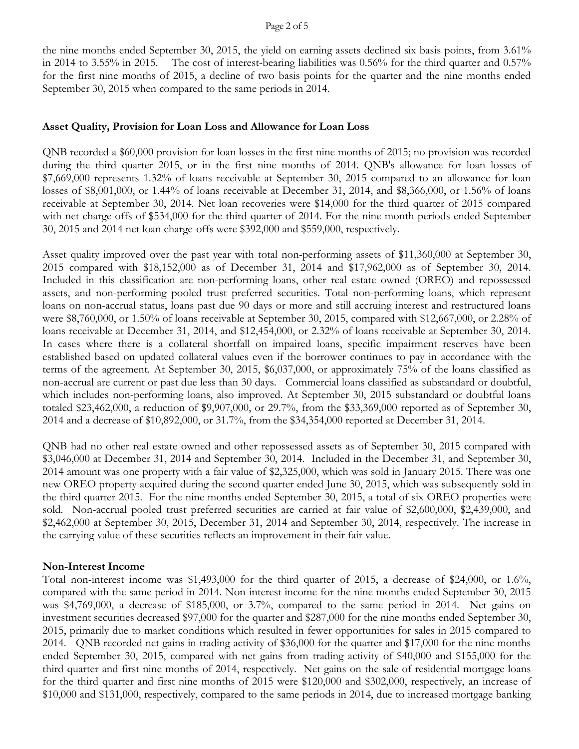the nine months ended September 30, 2015, the yield on earning assets declined six basis points, from 3.61% in 2014 to 3.55% in 2015. The cost of interest-bearing liabilities was 0.56% for the third quarter and 0.57% for the first nine months of 2015, a decline of two basis points for the quarter and the nine months ended September 30, 2015 when compared to the same periods in 2014.

**Asset Quality, Provision for Loan Loss and Allowance for Loan Loss**

QNB recorded a $60,000 provision for loan losses in the first nine months of 2015; no provision was recorded during the third quarter 2015, or in the first nine months of 2014. QNB's allowance for loan losses of $7,669,000 represents 1.32% of loans receivable at September 30, 2015 compared to an allowance for loan losses of $8,001,000, or 1.44% of loans receivable at December 31, 2014, and $8,366,000, or 1.56% of loans receivable at September 30, 2014. Net loan recoveries were $14,000 for the third quarter of 2015 compared with net charge-offs of $534,000 for the third quarter of 2014. For the nine month periods ended September 30, 2015 and 2014 net loan charge-offs were $392,000 and $559,000, respectively.

Asset quality improved over the past year with total non-performing assets of $11,360,000 at September 30, 2015 compared with $18,152,000 as of December 31, 2014 and $17,962,000 as of September 30, 2014. Included in this classification are non-performing loans, other real estate owned (OREO) and repossessed assets, and non-performing pooled trust preferred securities. Total non-performing loans, which represent loans on non-accrual status, loans past due 90 days or more and still accruing interest and restructured loans were $8,760,000, or 1.50% of loans receivable at September 30, 2015, compared with $12,667,000, or 2.28% of loans receivable at December 31, 2014, and $12,454,000, or 2.32% of loans receivable at September 30, 2014. In cases where there is a collateral shortfall on impaired loans, specific impairment reserves have been established based on updated collateral values even if the borrower continues to pay in accordance with the terms of the agreement. At September 30, 2015, $6,037,000, or approximately 75% of the loans classified as non-accrual are current or past due less than 30 days. Commercial loans classified as substandard or doubtful, which includes non-performing loans, also improved. At September 30, 2015 substandard or doubtful loans totaled $23,462,000, a reduction of $9,907,000, or 29.7%, from the $33,369,000 reported as of September 30, 2014 and a decrease of $10,892,000, or 31.7%, from the $34,354,000 reported at December 31, 2014.

QNB had no other real estate owned and other repossessed assets as of September 30, 2015 compared with $3,046,000 at December 31, 2014 and September 30, 2014. Included in the December 31, and September 30, 2014 amount was one property with a fair value of $2,325,000, which was sold in January 2015. There was one new OREO property acquired during the second quarter ended June 30, 2015, which was subsequently sold in the third quarter 2015. For the nine months ended September 30, 2015, a total of six OREO properties were sold. Non-accrual pooled trust preferred securities are carried at fair value of $2,600,000, $2,439,000, and $2,462,000 at September 30, 2015, December 31, 2014 and September 30, 2014, respectively. The increase in the carrying value of these securities reflects an improvement in their fair value.

**Non-Interest Income**

Total non-interest income was $1,493,000 for the third quarter of 2015, a decrease of $24,000, or 1.6%, compared with the same period in 2014. Non-interest income for the nine months ended September 30, 2015 was $4,769,000, a decrease of $185,000, or 3.7%, compared to the same period in 2014. Net gains on investment securities decreased $97,000 for the quarter and $287,000 for the nine months ended September 30, 2015, primarily due to market conditions which resulted in fewer opportunities for sales in 2015 compared to 2014. QNB recorded net gains in trading activity of $36,000 for the quarter and $17,000 for the nine months ended September 30, 2015, compared with net gains from trading activity of $40,000 and $155,000 for the third quarter and first nine months of 2014, respectively. Net gains on the sale of residential mortgage loans for the third quarter and first nine months of 2015 were $120,000 and $302,000, respectively, an increase of $10,000 and $131,000, respectively, compared to the same periods in 2014, due to increased mortgage banking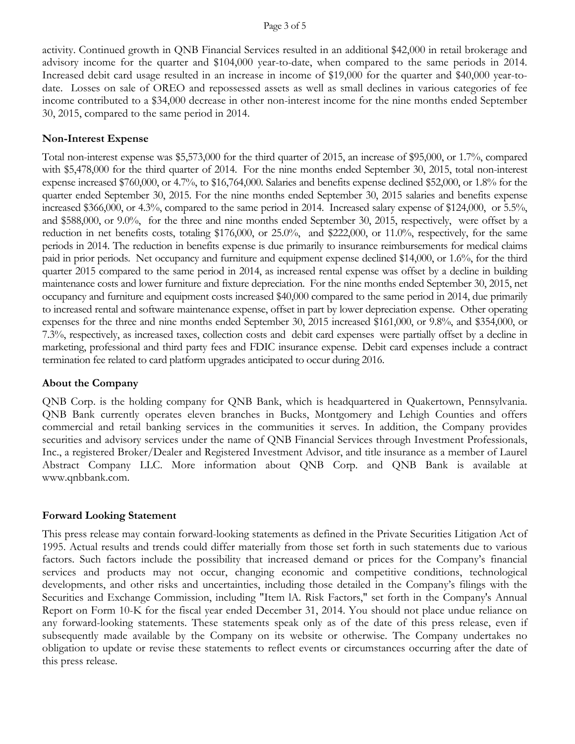activity. Continued growth in QNB Financial Services resulted in an additional $42,000 in retail brokerage and advisory income for the quarter and $104,000 year-to-date, when compared to the same periods in 2014. Increased debit card usage resulted in an increase in income of $19,000 for the quarter and $40,000 year-to-date. Losses on sale of OREO and repossessed assets as well as small declines in various categories of fee income contributed to a $34,000 decrease in other non-interest income for the nine months ended September 30, 2015, compared to the same period in 2014.

## Non-Interest Expense

Total non-interest expense was $5,573,000 for the third quarter of 2015, an increase of $95,000, or 1.7%, compared with $5,478,000 for the third quarter of 2014. For the nine months ended September 30, 2015, total non-interest expense increased $760,000, or 4.7%, to $16,764,000. Salaries and benefits expense declined $52,000, or 1.8% for the quarter ended September 30, 2015. For the nine months ended September 30, 2015 salaries and benefits expense increased $366,000, or 4.3%, compared to the same period in 2014. Increased salary expense of $124,000, or 5.5%, and $588,000, or 9.0%, for the three and nine months ended September 30, 2015, respectively, were offset by a reduction in net benefits costs, totaling $176,000, or 25.0%, and $222,000, or 11.0%, respectively, for the same periods in 2014. The reduction in benefits expense is due primarily to insurance reimbursements for medical claims paid in prior periods. Net occupancy and furniture and equipment expense declined $14,000, or 1.6%, for the third quarter 2015 compared to the same period in 2014, as increased rental expense was offset by a decline in building maintenance costs and lower furniture and fixture depreciation. For the nine months ended September 30, 2015, net occupancy and furniture and equipment costs increased $40,000 compared to the same period in 2014, due primarily to increased rental and software maintenance expense, offset in part by lower depreciation expense. Other operating expenses for the three and nine months ended September 30, 2015 increased $161,000, or 9.8%, and $354,000, or 7.3%, respectively, as increased taxes, collection costs and debit card expenses were partially offset by a decline in marketing, professional and third party fees and FDIC insurance expense. Debit card expenses include a contract termination fee related to card platform upgrades anticipated to occur during 2016.

## About the Company

QNB Corp. is the holding company for QNB Bank, which is headquartered in Quakertown, Pennsylvania. QNB Bank currently operates eleven branches in Bucks, Montgomery and Lehigh Counties and offers commercial and retail banking services in the communities it serves. In addition, the Company provides securities and advisory services under the name of QNB Financial Services through Investment Professionals, Inc., a registered Broker/Dealer and Registered Investment Advisor, and title insurance as a member of Laurel Abstract Company LLC. More information about QNB Corp. and QNB Bank is available at www.qnbbank.com.

## Forward Looking Statement

This press release may contain forward-looking statements as defined in the Private Securities Litigation Act of 1995. Actual results and trends could differ materially from those set forth in such statements due to various factors. Such factors include the possibility that increased demand or prices for the Company's financial services and products may not occur, changing economic and competitive conditions, technological developments, and other risks and uncertainties, including those detailed in the Company's filings with the Securities and Exchange Commission, including "Item lA. Risk Factors," set forth in the Company's Annual Report on Form 10-K for the fiscal year ended December 31, 2014. You should not place undue reliance on any forward-looking statements. These statements speak only as of the date of this press release, even if subsequently made available by the Company on its website or otherwise. The Company undertakes no obligation to update or revise these statements to reflect events or circumstances occurring after the date of this press release.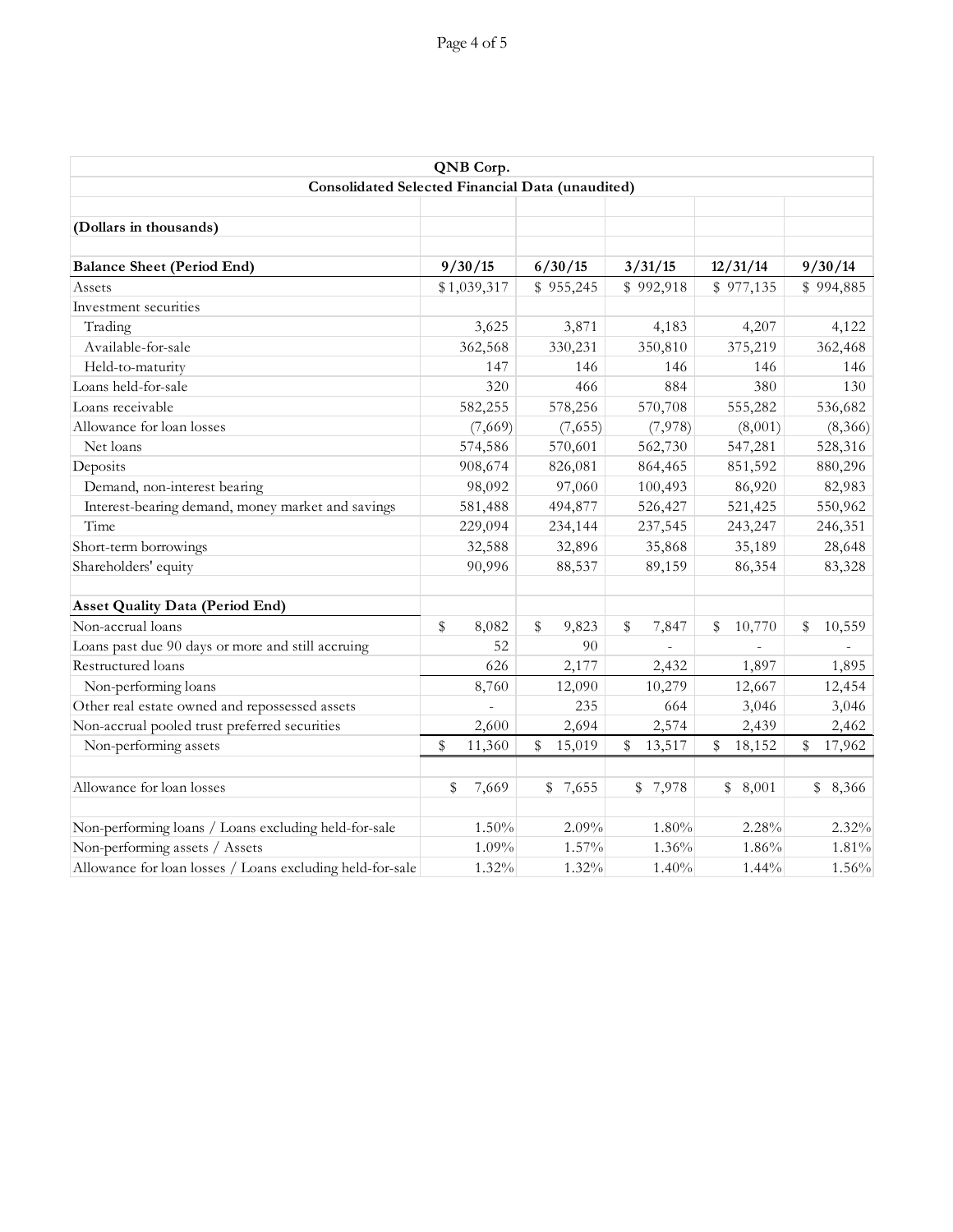**QNB Corp.**

**Consolidated Selected Financial Data (unaudited)**

**(Dollars in thousands)**

| **Balance Sheet (Period End)** | **9/30/15** | **6/30/15** | **3/31/15** | **12/31/14** | **9/30/14** |
|---|---|---|---|---|---|
| Assets | $1,039,317 | $ 955,245 | $ 992,918 | $ 977,135 | $ 994,885 |
| Investment securities | | | | | |
| Trading | 3,625 | 3,871 | 4,183 | 4,207 | 4,122 |
| Available-for-sale | 362,568 | 330,231 | 350,810 | 375,219 | 362,468 |
| Held-to-maturity | 147 | 146 | 146 | 146 | 146 |
| Loans held-for-sale | 320 | 466 | 884 | 380 | 130 |
| Loans receivable | 582,255 | 578,256 | 570,708 | 555,282 | 536,682 |
| Allowance for loan losses | (7,669) | (7,655) | (7,978) | (8,001) | (8,366) |
| Net loans | 574,586 | 570,601 | 562,730 | 547,281 | 528,316 |
| Deposits | 908,674 | 826,081 | 864,465 | 851,592 | 880,296 |
| Demand, non-interest bearing | 98,092 | 97,060 | 100,493 | 86,920 | 82,983 |
| Interest-bearing demand, money market and savings | 581,488 | 494,877 | 526,427 | 521,425 | 550,962 |
| Time | 229,094 | 234,144 | 237,545 | 243,247 | 246,351 |
| Short-term borrowings | 32,588 | 32,896 | 35,868 | 35,189 | 28,648 |
| Shareholders' equity | 90,996 | 88,537 | 89,159 | 86,354 | 83,328 |
| | | | | | |
| **Asset Quality Data (Period End)** | | | | | |
| Non-accrual loans | $ 8,082 | $ 9,823 | $ 7,847 | $ 10,770 | $ 10,559 |
| Loans past due 90 days or more and still accruing | 52 | 90 | - | - | - |
| Restructured loans | 626 | 2,177 | 2,432 | 1,897 | 1,895 |
| Non-performing loans | 8,760 | 12,090 | 10,279 | 12,667 | 12,454 |
| Other real estate owned and repossessed assets | - | 235 | 664 | 3,046 | 3,046 |
| Non-accrual pooled trust preferred securities | 2,600 | 2,694 | 2,574 | 2,439 | 2,462 |
| Non-performing assets | $ 11,360 | $ 15,019 | $ 13,517 | $ 18,152 | $ 17,962 |
| | | | | | |
| Allowance for loan losses | $ 7,669 | $ 7,655 | $ 7,978 | $ 8,001 | $ 8,366 |
| | | | | | |
| Non-performing loans / Loans excluding held-for-sale | 1.50% | 2.09% | 1.80% | 2.28% | 2.32% |
| Non-performing assets / Assets | 1.09% | 1.57% | 1.36% | 1.86% | 1.81% |
| Allowance for loan losses / Loans excluding held-for-sale | 1.32% | 1.32% | 1.40% | 1.44% | 1.56% |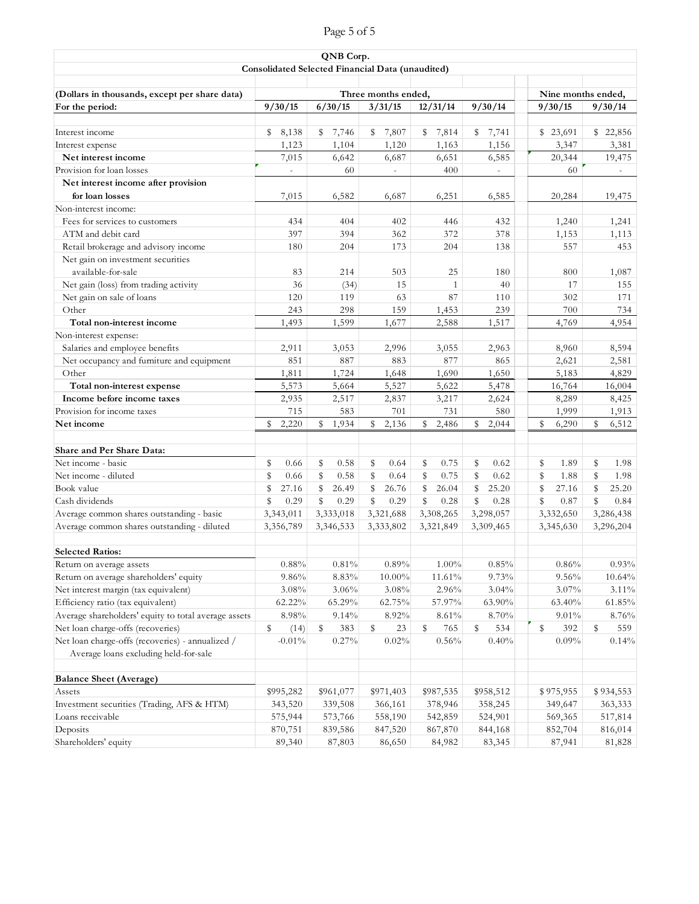**QNB Corp.**

**Consolidated Selected Financial Data (unaudited)**

| **(Dollars in thousands, except per share data)** | **Three months ended,** | | | | | **Nine months ended,** | |
|---|---|---|---|---|---|---|---|
| **For the period:** | **9/30/15** | **6/30/15** | **3/31/15** | **12/31/14** | **9/30/14** | **9/30/15** | **9/30/14** |
| Interest income | $ 8,138 | $ 7,746 | $ 7,807 | $ 7,814 | $ 7,741 | $ 23,691 | $ 22,856 |
| Interest expense | 1,123 | 1,104 | 1,120 | 1,163 | 1,156 | 3,347 | 3,381 |
| **Net interest income** | 7,015 | 6,642 | 6,687 | 6,651 | 6,585 | 20,344 | 19,475 |
| Provision for loan losses | - | 60 | - | 400 | - | 60 | - |
| **Net interest income after provision for loan losses** | 7,015 | 6,582 | 6,687 | 6,251 | 6,585 | 20,284 | 19,475 |
| Non-interest income: | | | | | | | |
| Fees for services to customers | 434 | 404 | 402 | 446 | 432 | 1,240 | 1,241 |
| ATM and debit card | 397 | 394 | 362 | 372 | 378 | 1,153 | 1,113 |
| Retail brokerage and advisory income | 180 | 204 | 173 | 204 | 138 | 557 | 453 |
| Net gain on investment securities available-for-sale | 83 | 214 | 503 | 25 | 180 | 800 | 1,087 |
| Net gain (loss) from trading activity | 36 | (34) | 15 | 1 | 40 | 17 | 155 |
| Net gain on sale of loans | 120 | 119 | 63 | 87 | 110 | 302 | 171 |
| Other | 243 | 298 | 159 | 1,453 | 239 | 700 | 734 |
| **Total non-interest income** | 1,493 | 1,599 | 1,677 | 2,588 | 1,517 | 4,769 | 4,954 |
| Non-interest expense: | | | | | | | |
| Salaries and employee benefits | 2,911 | 3,053 | 2,996 | 3,055 | 2,963 | 8,960 | 8,594 |
| Net occupancy and furniture and equipment | 851 | 887 | 883 | 877 | 865 | 2,621 | 2,581 |
| Other | 1,811 | 1,724 | 1,648 | 1,690 | 1,650 | 5,183 | 4,829 |
| **Total non-interest expense** | 5,573 | 5,664 | 5,527 | 5,622 | 5,478 | 16,764 | 16,004 |
| **Income before income taxes** | 2,935 | 2,517 | 2,837 | 3,217 | 2,624 | 8,289 | 8,425 |
| Provision for income taxes | 715 | 583 | 701 | 731 | 580 | 1,999 | 1,913 |
| **Net income** | $ 2,220 | $ 1,934 | $ 2,136 | $ 2,486 | $ 2,044 | $ 6,290 | $ 6,512 |
| | | | | | | | |
| **Share and Per Share Data:** | | | | | | | |
| Net income - basic | $ 0.66 | $ 0.58 | $ 0.64 | $ 0.75 | $ 0.62 | $ 1.89 | $ 1.98 |
| Net income - diluted | $ 0.66 | $ 0.58 | $ 0.64 | $ 0.75 | $ 0.62 | $ 1.88 | $ 1.98 |
| Book value | $ 27.16 | $ 26.49 | $ 26.76 | $ 26.04 | $ 25.20 | $ 27.16 | $ 25.20 |
| Cash dividends | $ 0.29 | $ 0.29 | $ 0.29 | $ 0.28 | $ 0.28 | $ 0.87 | $ 0.84 |
| Average common shares outstanding - basic | 3,343,011 | 3,333,018 | 3,321,688 | 3,308,265 | 3,298,057 | 3,332,650 | 3,286,438 |
| Average common shares outstanding - diluted | 3,356,789 | 3,346,533 | 3,333,802 | 3,321,849 | 3,309,465 | 3,345,630 | 3,296,204 |
| | | | | | | | |
| **Selected Ratios:** | | | | | | | |
| Return on average assets | 0.88% | 0.81% | 0.89% | 1.00% | 0.85% | 0.86% | 0.93% |
| Return on average shareholders' equity | 9.86% | 8.83% | 10.00% | 11.61% | 9.73% | 9.56% | 10.64% |
| Net interest margin (tax equivalent) | 3.08% | 3.06% | 3.08% | 2.96% | 3.04% | 3.07% | 3.11% |
| Efficiency ratio (tax equivalent) | 62.22% | 65.29% | 62.75% | 57.97% | 63.90% | 63.40% | 61.85% |
| Average shareholders' equity to total average assets | 8.98% | 9.14% | 8.92% | 8.61% | 8.70% | 9.01% | 8.76% |
| Net loan charge-offs (recoveries) | $ (14) | $ 383 | $ 23 | $ 765 | $ 534 | $ 392 | $ 559 |
| Net loan charge-offs (recoveries) - annualized / Average loans excluding held-for-sale | -0.01% | 0.27% | 0.02% | 0.56% | 0.40% | 0.09% | 0.14% |
| | | | | | | | |
| **Balance Sheet (Average)** | | | | | | | |
| Assets | $995,282 | $961,077 | $971,403 | $987,535 | $958,512 | $ 975,955 | $ 934,553 |
| Investment securities (Trading, AFS & HTM) | 343,520 | 339,508 | 366,161 | 378,946 | 358,245 | 349,647 | 363,333 |
| Loans receivable | 575,944 | 573,766 | 558,190 | 542,859 | 524,901 | 569,365 | 517,814 |
| Deposits | 870,751 | 839,586 | 847,520 | 867,870 | 844,168 | 852,704 | 816,014 |
| Shareholders' equity | 89,340 | 87,803 | 86,650 | 84,982 | 83,345 | 87,941 | 81,828 |